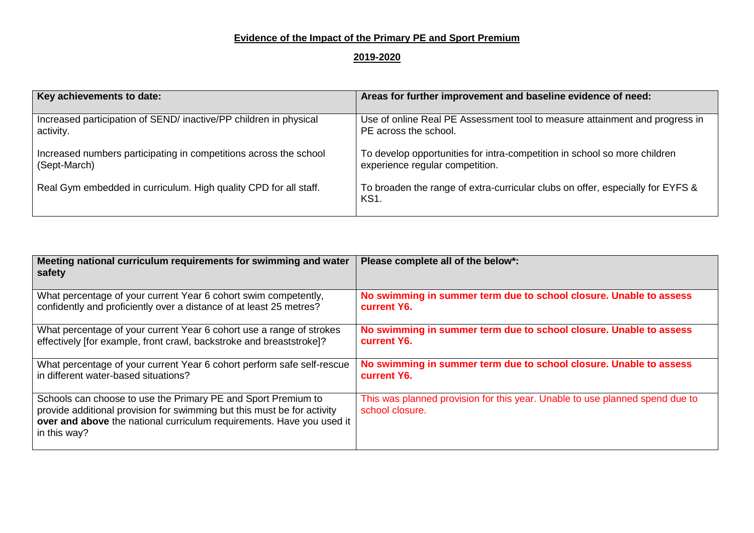# **Evidence of the Impact of the Primary PE and Sport Premium**

## **2019-2020**

| **Key achievements to date:** | **Areas for further improvement and baseline evidence of need:** |
|---|---|
| Increased participation of SEND/ inactive/PP children in physical activity.<br><br>Increased numbers participating in competitions across the school (Sept-March)<br><br>Real Gym embedded in curriculum. High quality CPD for all staff. | Use of online Real PE Assessment tool to measure attainment and progress in PE across the school.<br><br>To develop opportunities for intra-competition in school so more children experience regular competition.<br><br>To broaden the range of extra-curricular clubs on offer, especially for EYFS & KS1. |

| **Meeting national curriculum requirements for swimming and water safety** | **Please complete all of the below*:** |
|---|---|
| What percentage of your current Year 6 cohort swim competently, confidently and proficiently over a distance of at least 25 metres? | **No swimming in summer term due to school closure. Unable to assess current Y6.** |
| What percentage of your current Year 6 cohort use a range of strokes effectively [for example, front crawl, backstroke and breaststroke]? | **No swimming in summer term due to school closure. Unable to assess current Y6.** |
| What percentage of your current Year 6 cohort perform safe self-rescue in different water-based situations? | **No swimming in summer term due to school closure. Unable to assess current Y6.** |
| Schools can choose to use the Primary PE and Sport Premium to provide additional provision for swimming but this must be for activity **over and above** the national curriculum requirements. Have you used it in this way? | This was planned provision for this year. Unable to use planned spend due to school closure. |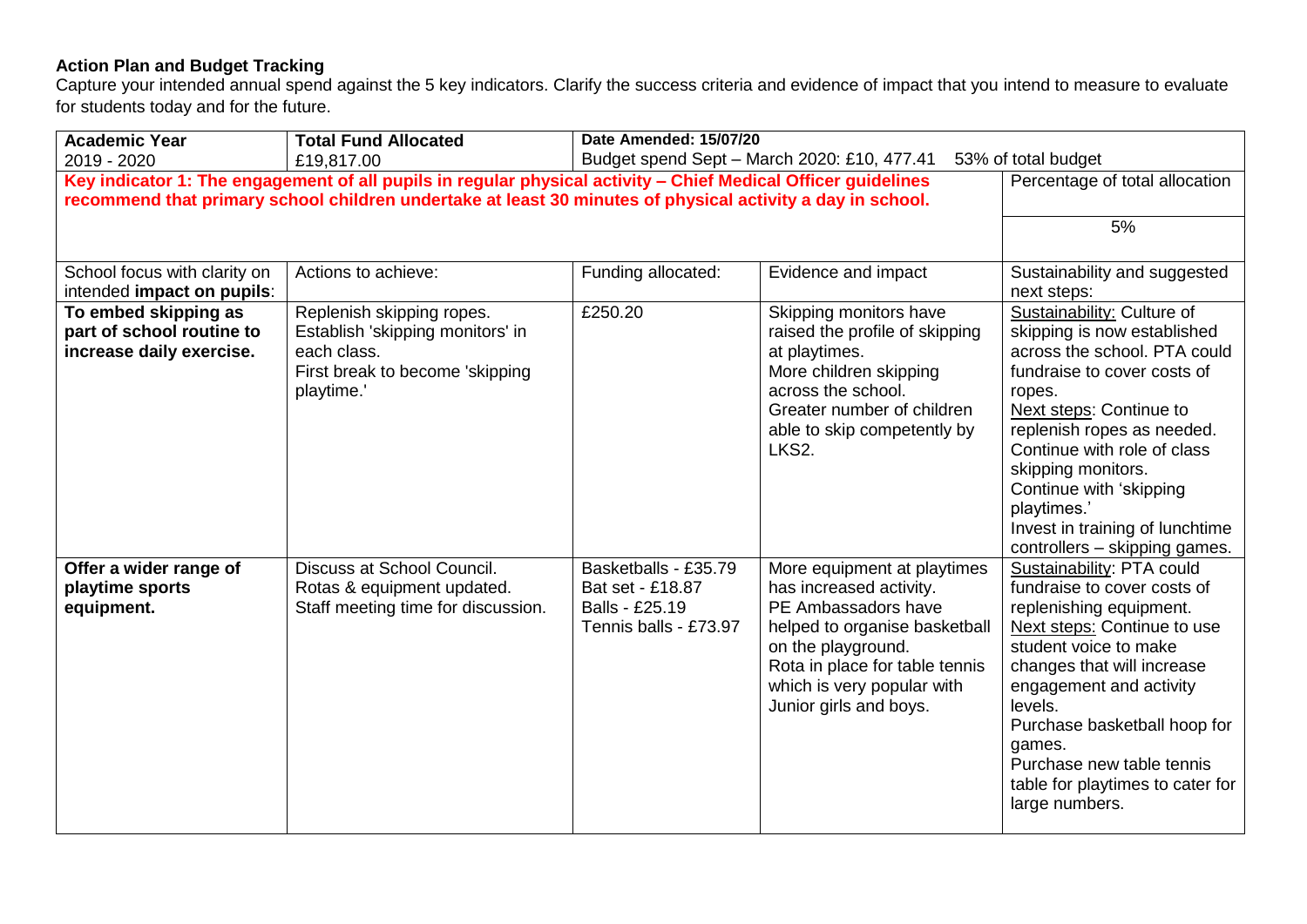## Action Plan and Budget Tracking

Capture your intended annual spend against the 5 key indicators. Clarify the success criteria and evidence of impact that you intend to measure to evaluate for students today and for the future.

| **Academic Year** | **Total Fund Allocated** | **Date Amended: 15/07/20** | | |
|---|---|---|---|---|
| 2019 - 2020 | £19,817.00 | Budget spend Sept – March 2020: £10, 477.41 | | 53% of total budget |
| **Key indicator 1: The engagement of all pupils in regular physical activity – Chief Medical Officer guidelines recommend that primary school children undertake at least 30 minutes of physical activity a day in school.** | | | | Percentage of total allocation<br><br>5% |
| School focus with clarity on intended **impact on pupils**: | Actions to achieve: | Funding allocated: | Evidence and impact | Sustainability and suggested next steps: |
| **To embed skipping as part of school routine to increase daily exercise.** | Replenish skipping ropes.<br>Establish 'skipping monitors' in each class.<br>First break to become 'skipping playtime.' | £250.20 | Skipping monitors have raised the profile of skipping at playtimes.<br>More children skipping across the school.<br>Greater number of children able to skip competently by LKS2. | Sustainability: Culture of skipping is now established across the school. PTA could fundraise to cover costs of ropes.<br>Next steps: Continue to replenish ropes as needed.<br>Continue with role of class skipping monitors.<br>Continue with 'skipping playtimes.'<br>Invest in training of lunchtime controllers – skipping games. |
| **Offer a wider range of playtime sports equipment.** | Discuss at School Council.<br>Rotas & equipment updated.<br>Staff meeting time for discussion. | Basketballs - £35.79<br>Bat set - £18.87<br>Balls - £25.19<br>Tennis balls - £73.97 | More equipment at playtimes has increased activity.<br>PE Ambassadors have helped to organise basketball on the playground.<br>Rota in place for table tennis which is very popular with Junior girls and boys. | Sustainability: PTA could fundraise to cover costs of replenishing equipment.<br>Next steps: Continue to use student voice to make changes that will increase engagement and activity levels.<br>Purchase basketball hoop for games.<br>Purchase new table tennis table for playtimes to cater for large numbers. |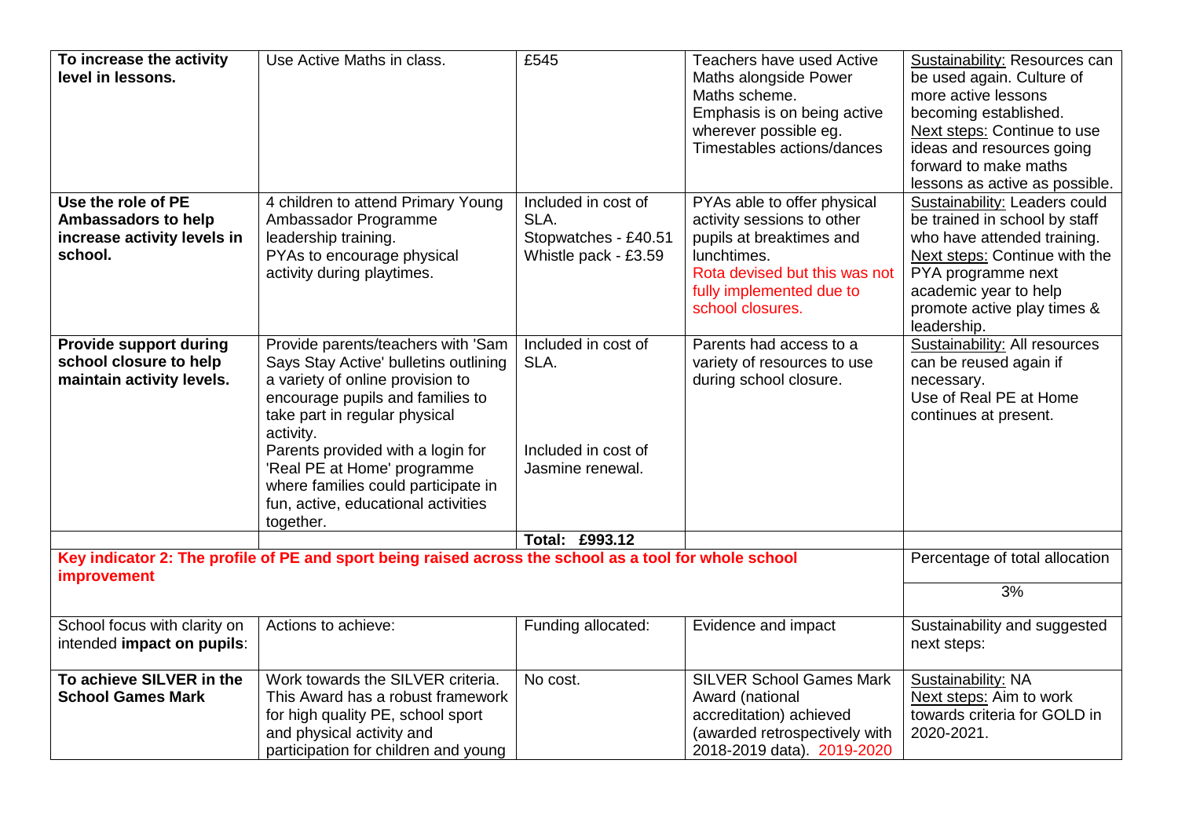| | | | | |
|---|---|---|---|---|
| **To increase the activity level in lessons.** | Use Active Maths in class. | £545 | Teachers have used Active Maths alongside Power Maths scheme.<br>Emphasis is on being active wherever possible eg. Timestables actions/dances | Sustainability: Resources can be used again. Culture of more active lessons becoming established.<br>Next steps: Continue to use ideas and resources going forward to make maths lessons as active as possible. |
| **Use the role of PE Ambassadors to help increase activity levels in school.** | 4 children to attend Primary Young Ambassador Programme leadership training.<br>PYAs to encourage physical activity during playtimes. | Included in cost of SLA.<br>Stopwatches - £40.51<br>Whistle pack - £3.59 | PYAs able to offer physical activity sessions to other pupils at breaktimes and lunchtimes.<br>Rota devised but this was not fully implemented due to school closures. | Sustainability: Leaders could be trained in school by staff who have attended training.<br>Next steps: Continue with the PYA programme next academic year to help promote active play times & leadership. |
| **Provide support during school closure to help maintain activity levels.** | Provide parents/teachers with 'Sam Says Stay Active' bulletins outlining a variety of online provision to encourage pupils and families to take part in regular physical activity.<br>Parents provided with a login for 'Real PE at Home' programme where families could participate in fun, active, educational activities together. | Included in cost of SLA.<br><br>Included in cost of Jasmine renewal. | Parents had access to a variety of resources to use during school closure. | Sustainability: All resources can be reused again if necessary.<br>Use of Real PE at Home continues at present. |
| | | **Total: £993.12** | | |

| | | | | |
|---|---|---|---|---|
| **Key indicator 2: The profile of PE and sport being raised across the school as a tool for whole school improvement** | | | | Percentage of total allocation<br><br>3% |
| School focus with clarity on intended **impact on pupils**: | Actions to achieve: | Funding allocated: | Evidence and impact | Sustainability and suggested next steps: |
| **To achieve SILVER in the School Games Mark** | Work towards the SILVER criteria. This Award has a robust framework for high quality PE, school sport and physical activity and participation for children and young | No cost. | SILVER School Games Mark Award (national accreditation) achieved (awarded retrospectively with 2018-2019 data). 2019-2020 | Sustainability: NA<br>Next steps: Aim to work towards criteria for GOLD in 2020-2021. |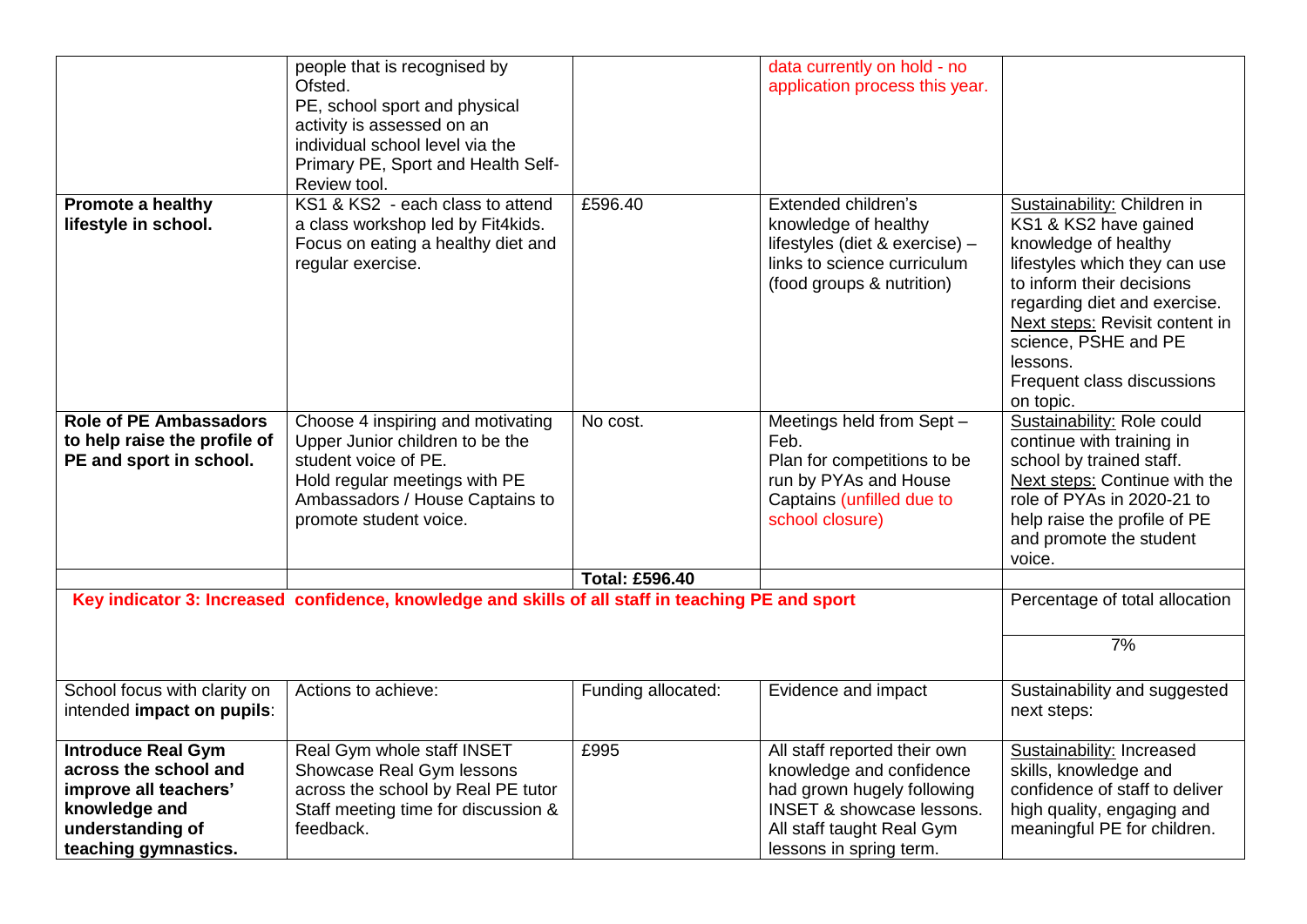| | | | | |
|---|---|---|---|---|
| | people that is recognised by Ofsted.<br>PE, school sport and physical activity is assessed on an individual school level via the Primary PE, Sport and Health Self-Review tool. | | data currently on hold - no application process this year. | |
| **Promote a healthy lifestyle in school.** | KS1 & KS2 - each class to attend a class workshop led by Fit4kids. Focus on eating a healthy diet and regular exercise. | £596.40 | Extended children's knowledge of healthy lifestyles (diet & exercise) – links to science curriculum (food groups & nutrition) | Sustainability: Children in KS1 & KS2 have gained knowledge of healthy lifestyles which they can use to inform their decisions regarding diet and exercise.<br>Next steps: Revisit content in science, PSHE and PE lessons.<br>Frequent class discussions on topic. |
| **Role of PE Ambassadors to help raise the profile of PE and sport in school.** | Choose 4 inspiring and motivating Upper Junior children to be the student voice of PE.<br>Hold regular meetings with PE Ambassadors / House Captains to promote student voice. | No cost. | Meetings held from Sept – Feb.<br>Plan for competitions to be run by PYAs and House Captains (unfilled due to school closure) | Sustainability: Role could continue with training in school by trained staff.<br>Next steps: Continue with the role of PYAs in 2020-21 to help raise the profile of PE and promote the student voice. |
| | | **Total: £596.40** | | |

| | | | | |
|---|---|---|---|---|
| **Key indicator 3: Increased confidence, knowledge and skills of all staff in teaching PE and sport** | | | | Percentage of total allocation |
| | | | | 7% |
| School focus with clarity on intended **impact on pupils**: | Actions to achieve: | Funding allocated: | Evidence and impact | Sustainability and suggested next steps: |
| **Introduce Real Gym across the school and improve all teachers' knowledge and understanding of teaching gymnastics.** | Real Gym whole staff INSET<br>Showcase Real Gym lessons across the school by Real PE tutor<br>Staff meeting time for discussion & feedback. | £995 | All staff reported their own knowledge and confidence had grown hugely following INSET & showcase lessons.<br>All staff taught Real Gym lessons in spring term. | Sustainability: Increased skills, knowledge and confidence of staff to deliver high quality, engaging and meaningful PE for children. |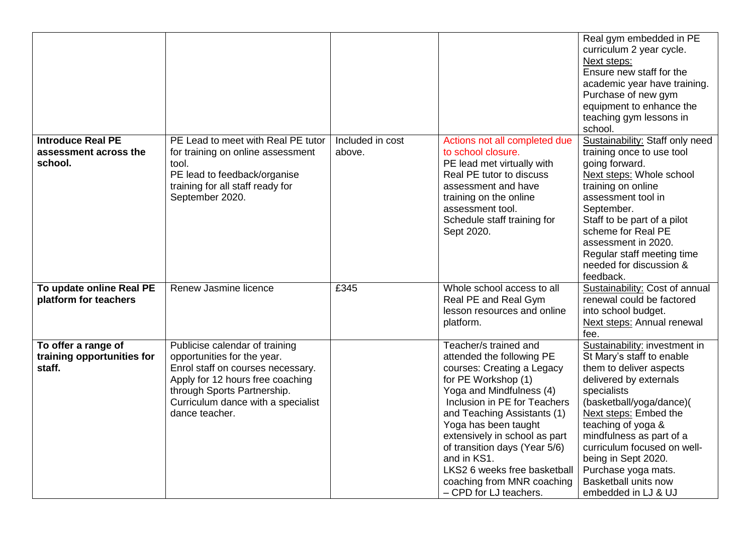| | | | | |
|---|---|---|---|---|
| | | | | Real gym embedded in PE curriculum 2 year cycle.<br>Next steps:<br>Ensure new staff for the academic year have training.<br>Purchase of new gym equipment to enhance the teaching gym lessons in school. |
| **Introduce Real PE assessment across the school.** | PE Lead to meet with Real PE tutor for training on online assessment tool.<br>PE lead to feedback/organise training for all staff ready for September 2020. | Included in cost above. | Actions not all completed due to school closure.<br>PE lead met virtually with Real PE tutor to discuss assessment and have training on the online assessment tool.<br>Schedule staff training for Sept 2020. | Sustainability: Staff only need training once to use tool going forward.<br>Next steps: Whole school training on online assessment tool in September.<br>Staff to be part of a pilot scheme for Real PE assessment in 2020.<br>Regular staff meeting time needed for discussion & feedback. |
| **To update online Real PE platform for teachers** | Renew Jasmine licence | £345 | Whole school access to all Real PE and Real Gym lesson resources and online platform. | Sustainability: Cost of annual renewal could be factored into school budget.<br>Next steps: Annual renewal fee. |
| **To offer a range of training opportunities for staff.** | Publicise calendar of training opportunities for the year.<br>Enrol staff on courses necessary.<br>Apply for 12 hours free coaching through Sports Partnership.<br>Curriculum dance with a specialist dance teacher. | | Teacher/s trained and attended the following PE courses: Creating a Legacy for PE Workshop (1)<br>Yoga and Mindfulness (4)<br>Inclusion in PE for Teachers and Teaching Assistants (1)<br>Yoga has been taught extensively in school as part of transition days (Year 5/6) and in KS1.<br>LKS2 6 weeks free basketball coaching from MNR coaching – CPD for LJ teachers. | Sustainability: investment in St Mary's staff to enable them to deliver aspects delivered by externals specialists (basketball/yoga/dance)(<br>Next steps: Embed the teaching of yoga & mindfulness as part of a curriculum focused on well-being in Sept 2020.<br>Purchase yoga mats.<br>Basketball units now embedded in LJ & UJ |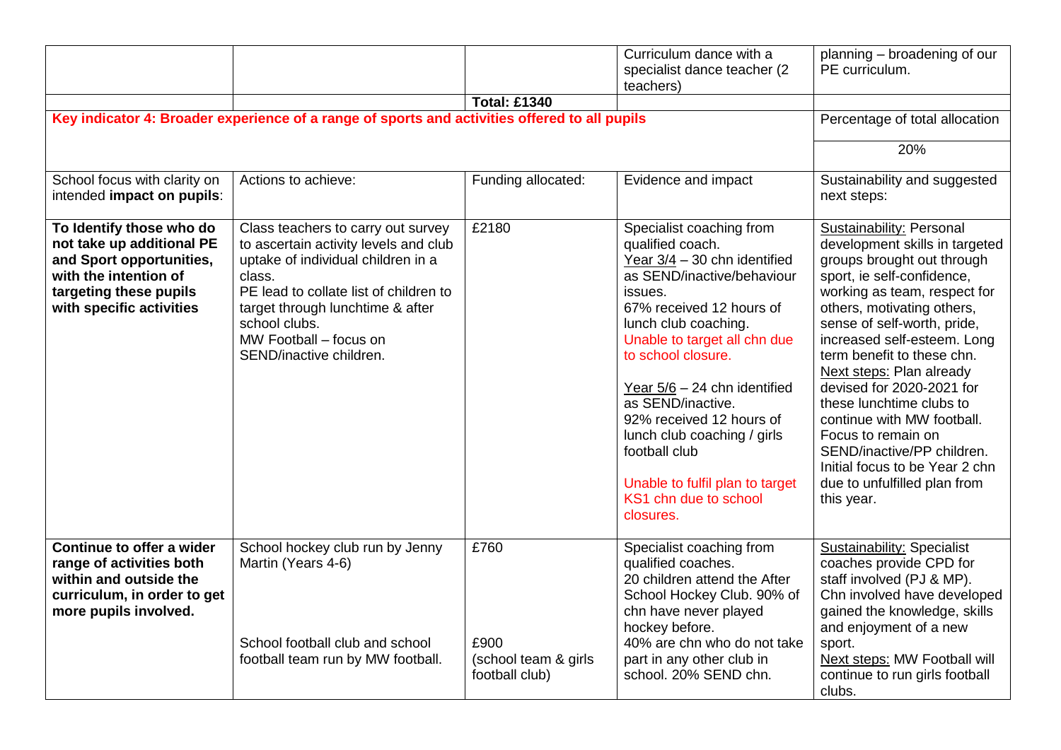| | | | Curriculum dance with a specialist dance teacher (2 teachers) | planning – broadening of our PE curriculum. |
|---|---|---|---|---|
| | | **Total: £1340** | | |
| **Key indicator 4: Broader experience of a range of sports and activities offered to all pupils** | | | | Percentage of total allocation |
| | | | | 20% |
| School focus with clarity on intended **impact on pupils**: | Actions to achieve: | Funding allocated: | Evidence and impact | Sustainability and suggested next steps: |
| **To Identify those who do not take up additional PE and Sport opportunities, with the intention of targeting these pupils with specific activities** | Class teachers to carry out survey to ascertain activity levels and club uptake of individual children in a class.<br>PE lead to collate list of children to target through lunchtime & after school clubs.<br>MW Football – focus on SEND/inactive children. | £2180 | Specialist coaching from qualified coach.<br>Year 3/4 – 30 chn identified as SEND/inactive/behaviour issues.<br>67% received 12 hours of lunch club coaching.<br>Unable to target all chn due to school closure.<br><br>Year 5/6 – 24 chn identified as SEND/inactive.<br>92% received 12 hours of lunch club coaching / girls football club<br><br>Unable to fulfil plan to target KS1 chn due to school closures. | Sustainability: Personal development skills in targeted groups brought out through sport, ie self-confidence, working as team, respect for others, motivating others, sense of self-worth, pride, increased self-esteem. Long term benefit to these chn.<br>Next steps: Plan already devised for 2020-2021 for these lunchtime clubs to continue with MW football. Focus to remain on SEND/inactive/PP children. Initial focus to be Year 2 chn due to unfulfilled plan from this year. |
| **Continue to offer a wider range of activities both within and outside the curriculum, in order to get more pupils involved.** | School hockey club run by Jenny Martin (Years 4-6)<br><br><br>School football club and school football team run by MW football. | £760<br><br><br>£900 (school team & girls football club) | Specialist coaching from qualified coaches.<br>20 children attend the After School Hockey Club. 90% of chn have never played hockey before.<br>40% are chn who do not take part in any other club in school. 20% SEND chn. | Sustainability: Specialist coaches provide CPD for staff involved (PJ & MP).<br>Chn involved have developed gained the knowledge, skills and enjoyment of a new sport.<br>Next steps: MW Football will continue to run girls football clubs. |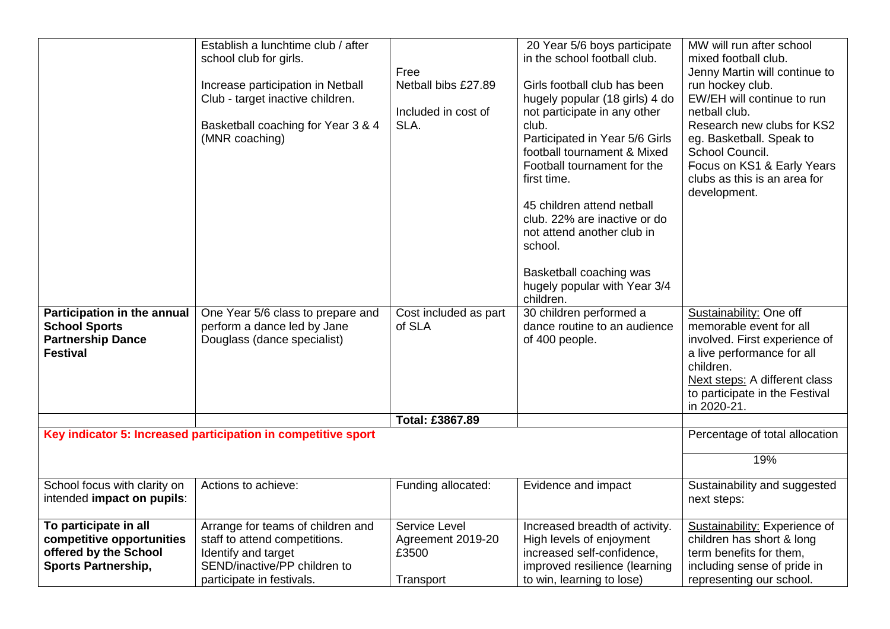| | | | | |
|---|---|---|---|---|
| | Establish a lunchtime club / after school club for girls.<br><br>Increase participation in Netball Club - target inactive children.<br><br>Basketball coaching for Year 3 & 4 (MNR coaching) | Free<br>Netball bibs £27.89<br><br>Included in cost of SLA. | 20 Year 5/6 boys participate in the school football club.<br><br>Girls football club has been hugely popular (18 girls) 4 do not participate in any other club.<br>Participated in Year 5/6 Girls football tournament & Mixed Football tournament for the first time.<br><br>45 children attend netball club. 22% are inactive or do not attend another club in school.<br><br>Basketball coaching was hugely popular with Year 3/4 children. | MW will run after school mixed football club.<br>Jenny Martin will continue to run hockey club.<br>EW/EH will continue to run netball club.<br>Research new clubs for KS2 eg. Basketball. Speak to School Council.<br>~~F~~Focus on KS1 & Early Years clubs as this is an area for development. |
| **Participation in the annual School Sports Partnership Dance Festival** | One Year 5/6 class to prepare and perform a dance led by Jane Douglass (dance specialist) | Cost included as part of SLA | 30 children performed a dance routine to an audience of 400 people. | Sustainability: One off memorable event for all involved. First experience of a live performance for all children.<br>Next steps: A different class to participate in the Festival in 2020-21. |
| | | **Total: £3867.89** | | |

| Key indicator 5: Increased participation in competitive sport | | | | Percentage of total allocation |
|---|---|---|---|---|
| | | | | 19% |
| School focus with clarity on intended **impact on pupils**: | Actions to achieve: | Funding allocated: | Evidence and impact | Sustainability and suggested next steps: |
| **To participate in all competitive opportunities offered by the School Sports Partnership,** | Arrange for teams of children and staff to attend competitions.<br>Identify and target SEND/inactive/PP children to participate in festivals. | Service Level Agreement 2019-20<br>£3500<br><br>Transport | Increased breadth of activity. High levels of enjoyment increased self-confidence, improved resilience (learning to win, learning to lose) | Sustainability: Experience of children has short & long term benefits for them, including sense of pride in representing our school. |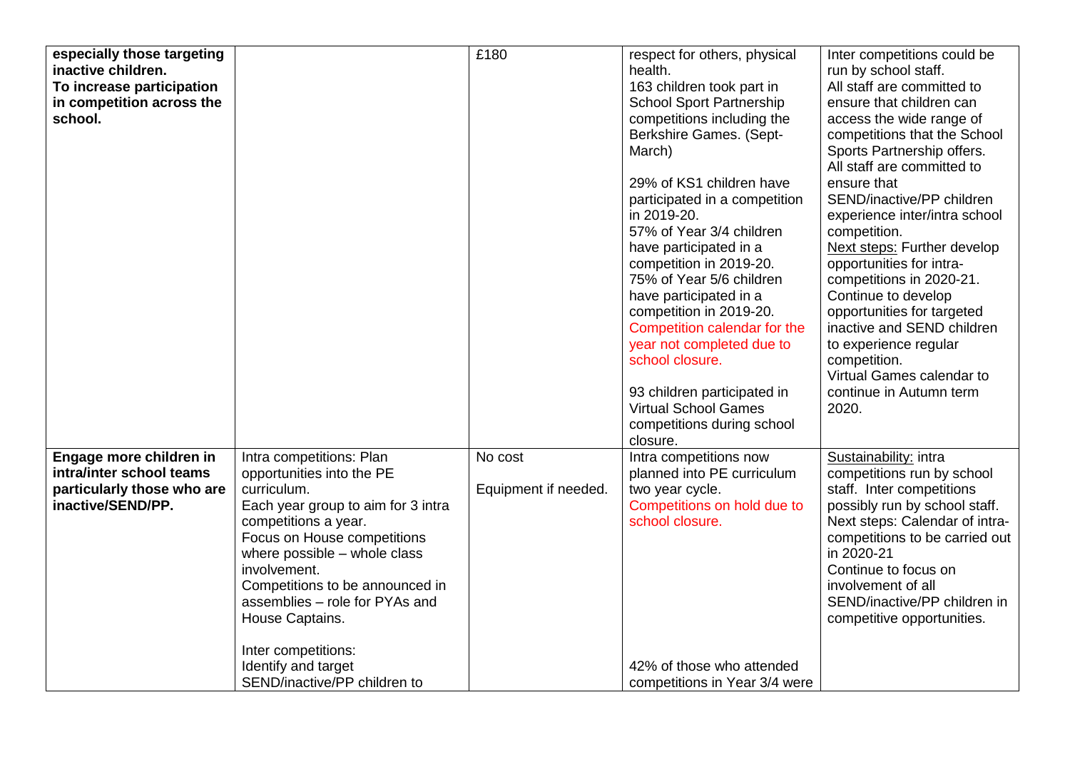| | | | | |
|---|---|---|---|---|
| **especially those targeting inactive children.**<br>**To increase participation in competition across the school.** | | £180 | respect for others, physical health.<br>163 children took part in School Sport Partnership competitions including the Berkshire Games. (Sept-March)<br><br>29% of KS1 children have participated in a competition in 2019-20.<br>57% of Year 3/4 children have participated in a competition in 2019-20.<br>75% of Year 5/6 children have participated in a competition in 2019-20.<br>Competition calendar for the year not completed due to school closure.<br><br>93 children participated in Virtual School Games competitions during school closure. | Inter competitions could be run by school staff.<br>All staff are committed to ensure that children can access the wide range of competitions that the School Sports Partnership offers.<br>All staff are committed to ensure that SEND/inactive/PP children experience inter/intra school competition.<br>Next steps: Further develop opportunities for intra-competitions in 2020-21.<br>Continue to develop opportunities for targeted inactive and SEND children to experience regular competition.<br>Virtual Games calendar to continue in Autumn term 2020. |
| **Engage more children in intra/inter school teams particularly those who are inactive/SEND/PP.** | Intra competitions: Plan opportunities into the PE curriculum.<br>Each year group to aim for 3 intra competitions a year.<br>Focus on House competitions where possible – whole class involvement.<br>Competitions to be announced in assemblies – role for PYAs and House Captains.<br><br>Inter competitions:<br>Identify and target SEND/inactive/PP children to | No cost<br><br>Equipment if needed. | Intra competitions now planned into PE curriculum two year cycle.<br>Competitions on hold due to school closure.<br><br><br><br><br><br><br>42% of those who attended competitions in Year 3/4 were | Sustainability: intra competitions run by school staff. Inter competitions possibly run by school staff.<br>Next steps: Calendar of intra-competitions to be carried out in 2020-21<br>Continue to focus on involvement of all SEND/inactive/PP children in competitive opportunities. |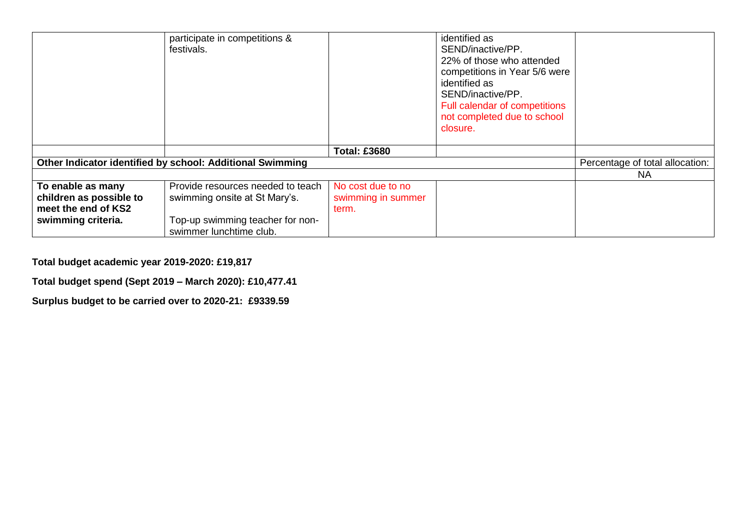| | | | | |
|---|---|---|---|---|
| | participate in competitions & festivals. | | identified as SEND/inactive/PP. 22% of those who attended competitions in Year 5/6 were identified as SEND/inactive/PP. Full calendar of competitions not completed due to school closure. | |
| | | **Total: £3680** | | |
| **Other Indicator identified by school: Additional Swimming** | | | | Percentage of total allocation: |
| | | | | NA |
| **To enable as many children as possible to meet the end of KS2 swimming criteria.** | Provide resources needed to teach swimming onsite at St Mary's.<br><br>Top-up swimming teacher for non-swimmer lunchtime club. | No cost due to no swimming in summer term. | | |

**Total budget academic year 2019-2020: £19,817**

**Total budget spend (Sept 2019 – March 2020): £10,477.41**

**Surplus budget to be carried over to 2020-21: £9339.59**